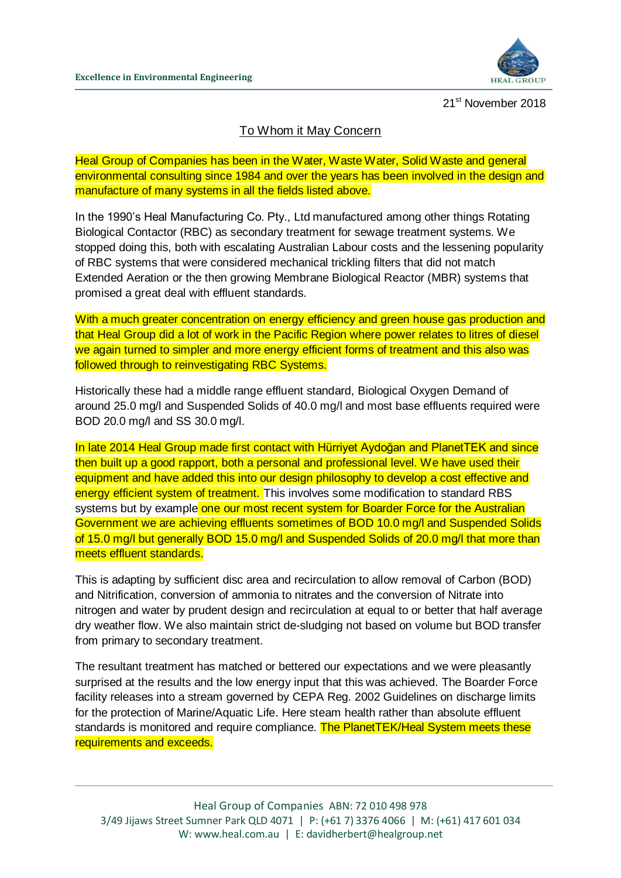Excellence in Environmental Engineering

HEAL GROUP

21st November 2018

To Whom it May Concern

Heal Group of Companies has been in the Water, Waste Water, Solid Waste and general environmental consulting since 1984 and over the years has been involved in the design and manufacture of many systems in all the fields listed above.

In the 1990's Heal Manufacturing Co. Pty., Ltd manufactured among other things Rotating Biological Contactor (RBC) as secondary treatment for sewage treatment systems. We stopped doing this, both with escalating Australian Labour costs and the lessening popularity of RBC systems that were considered mechanical trickling filters that did not match Extended Aeration or the then growing Membrane Biological Reactor (MBR) systems that promised a great deal with effluent standards.

With a much greater concentration on energy efficiency and green house gas production and that Heal Group did a lot of work in the Pacific Region where power relates to litres of diesel we again turned to simpler and more energy efficient forms of treatment and this also was followed through to reinvestigating RBC Systems.

Historically these had a middle range effluent standard, Biological Oxygen Demand of around 25.0 mg/l and Suspended Solids of 40.0 mg/l and most base effluents required were BOD 20.0 mg/l and SS 30.0 mg/l.

In late 2014 Heal Group made first contact with Hürriyet Aydoğan and PlanetTEK and since then built up a good rapport, both a personal and professional level. We have used their equipment and have added this into our design philosophy to develop a cost effective and energy efficient system of treatment. This involves some modification to standard RBS systems but by example one our most recent system for Boarder Force for the Australian Government we are achieving effluents sometimes of BOD 10.0 mg/l and Suspended Solids of 15.0 mg/l but generally BOD 15.0 mg/l and Suspended Solids of 20.0 mg/l that more than meets effluent standards.

This is adapting by sufficient disc area and recirculation to allow removal of Carbon (BOD) and Nitrification, conversion of ammonia to nitrates and the conversion of Nitrate into nitrogen and water by prudent design and recirculation at equal to or better that half average dry weather flow. We also maintain strict de-sludging not based on volume but BOD transfer from primary to secondary treatment.

The resultant treatment has matched or bettered our expectations and we were pleasantly surprised at the results and the low energy input that this was achieved. The Boarder Force facility releases into a stream governed by CEPA Reg. 2002 Guidelines on discharge limits for the protection of Marine/Aquatic Life. Here steam health rather than absolute effluent standards is monitored and require compliance. The PlanetTEK/Heal System meets these requirements and exceeds.

Heal Group of Companies ABN: 72 010 498 978
3/49 Jijaws Street Sumner Park QLD 4071 | P: (+61 7) 3376 4066 | M: (+61) 417 601 034
W: www.heal.com.au | E: davidherbert@healgroup.net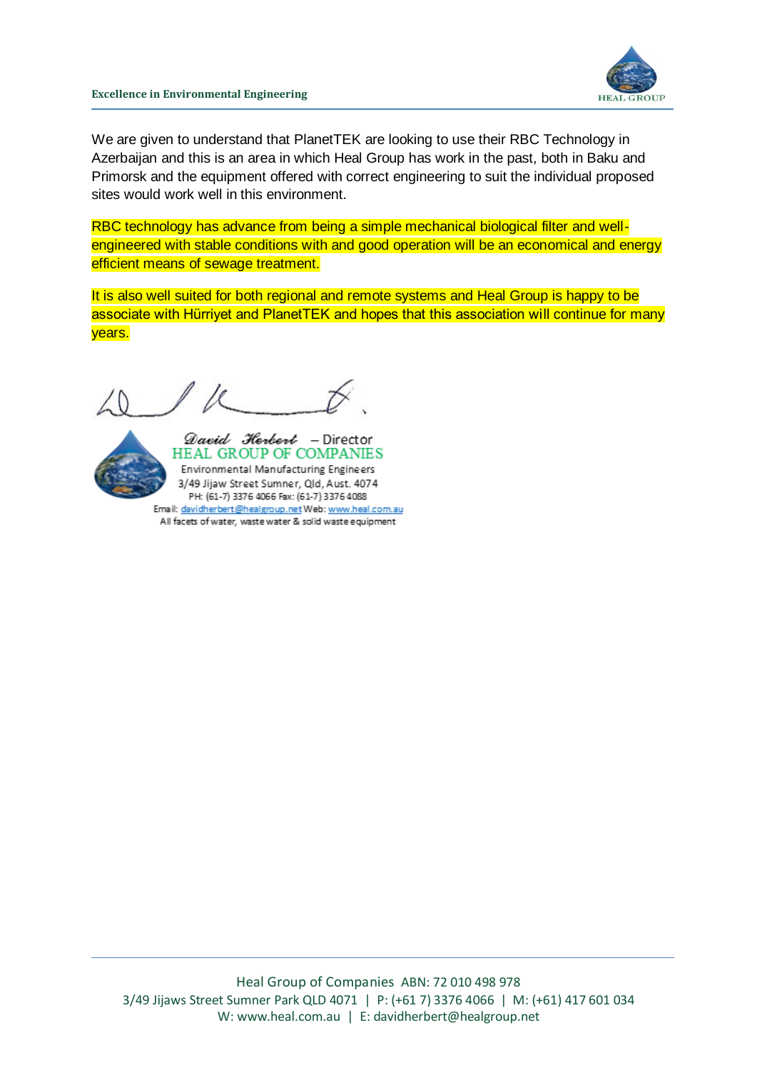We are given to understand that PlanetTEK are looking to use their RBC Technology in Azerbaijan and this is an area in which Heal Group has work in the past, both in Baku and Primorsk and the equipment offered with correct engineering to suit the individual proposed sites would work well in this environment.

RBC technology has advance from being a simple mechanical biological filter and well-engineered with stable conditions with and good operation will be an economical and energy efficient means of sewage treatment.

It is also well suited for both regional and remote systems and Heal Group is happy to be associate with Hürriyet and PlanetTEK and hopes that this association will continue for many years.

*David Herbert* – Director
HEAL GROUP OF COMPANIES
Environmental Manufacturing Engineers
3/49 Jijaw Street Sumner, Qld, Aust. 4074
PH: (61-7) 3376 4066 Fax: (61-7) 3376 4088
Email: davidherbert@healgroup.net Web: www.heal.com.au
All facets of water, waste water & solid waste equipment